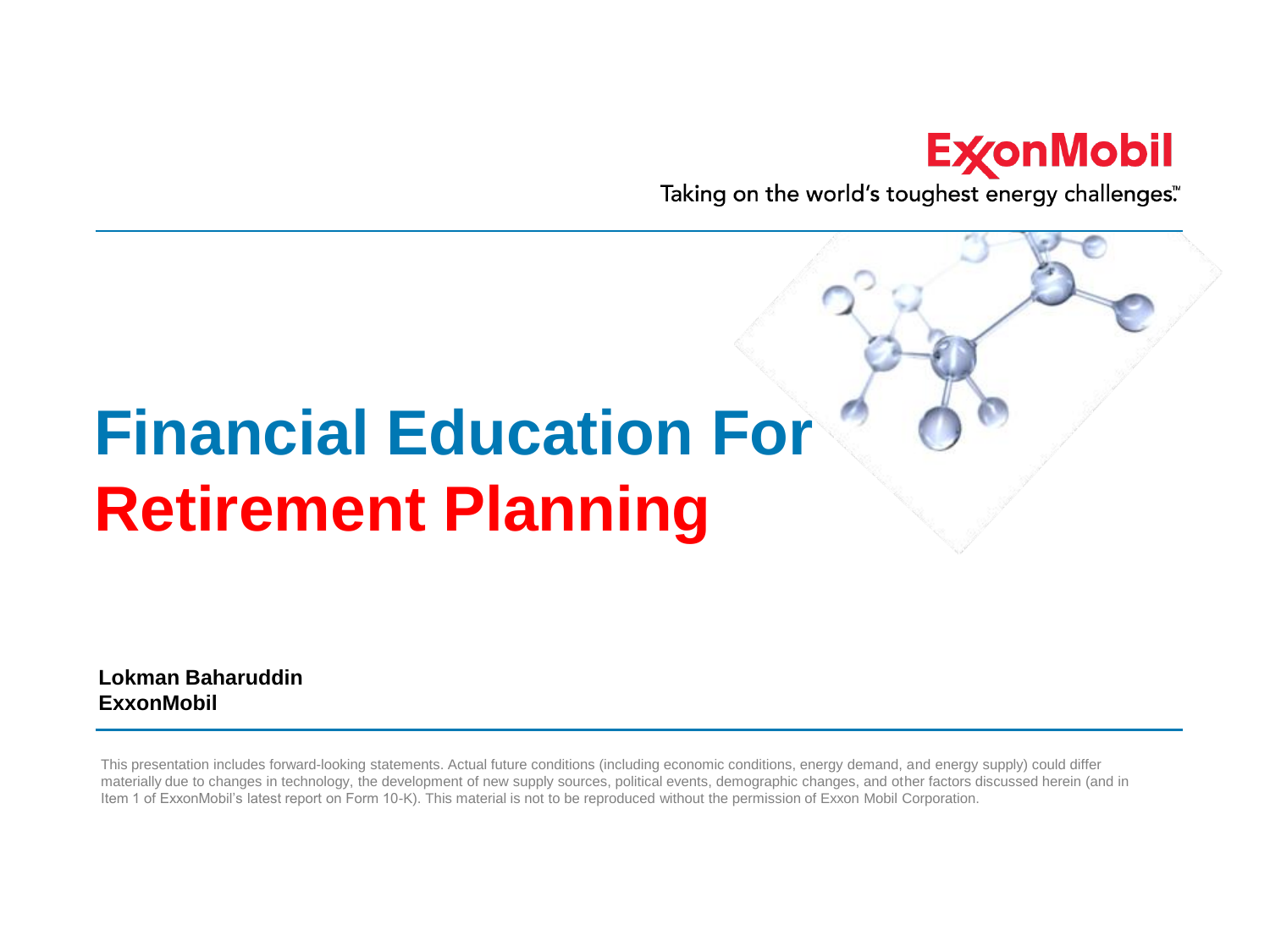ExxonMobil

Taking on the world's toughest energy challenges.™

# Financial Education For Retirement Planning

**Lokman Baharuddin**
**ExxonMobil**

This presentation includes forward-looking statements. Actual future conditions (including economic conditions, energy demand, and energy supply) could differ materially due to changes in technology, the development of new supply sources, political events, demographic changes, and other factors discussed herein (and in Item 1 of ExxonMobil's latest report on Form 10-K). This material is not to be reproduced without the permission of Exxon Mobil Corporation.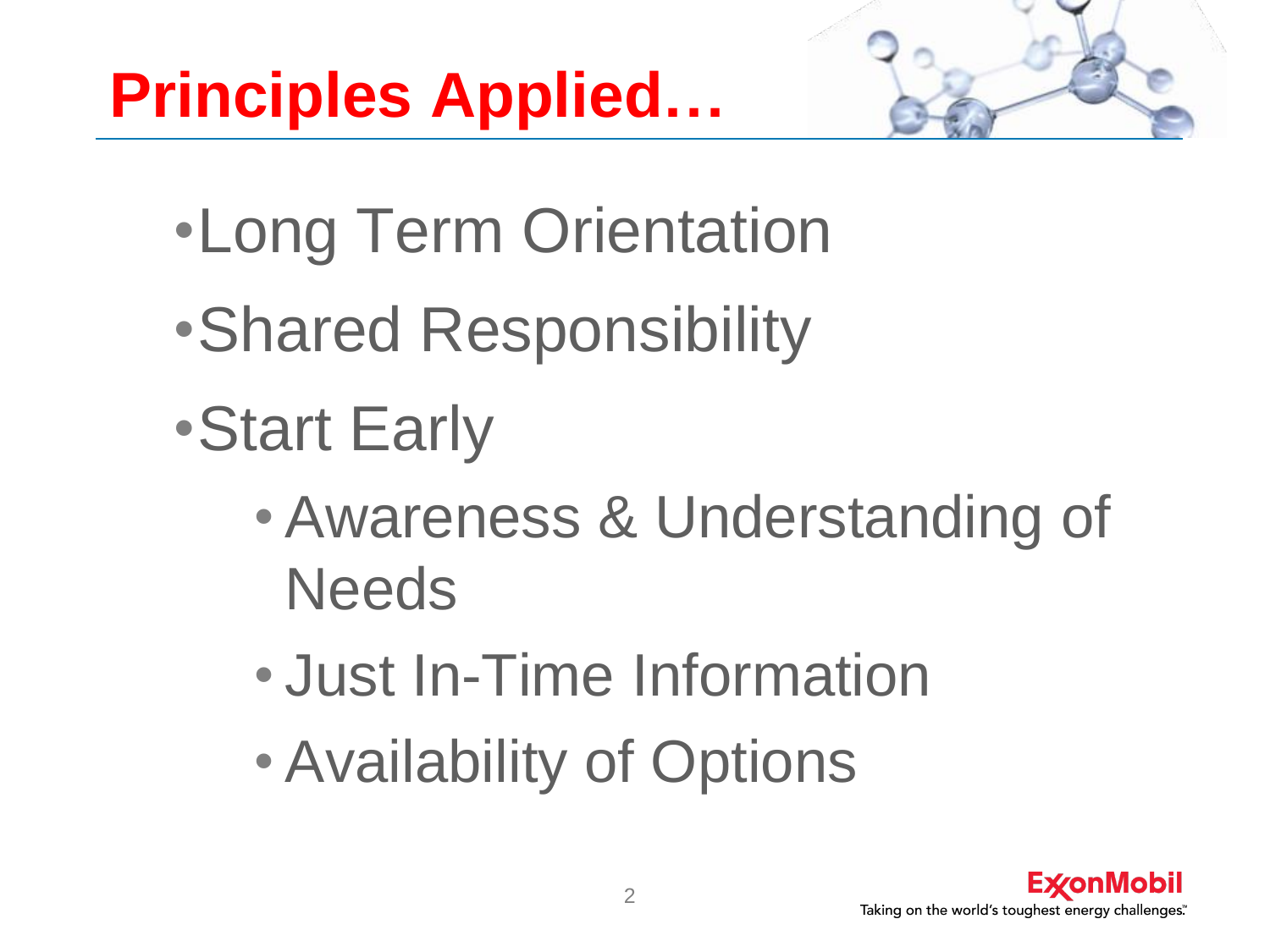# Principles Applied…

- Long Term Orientation
- Shared Responsibility
- Start Early
  - Awareness & Understanding of Needs
  - Just In-Time Information
  - Availability of Options

ExxonMobil
Taking on the world's toughest energy challenges.™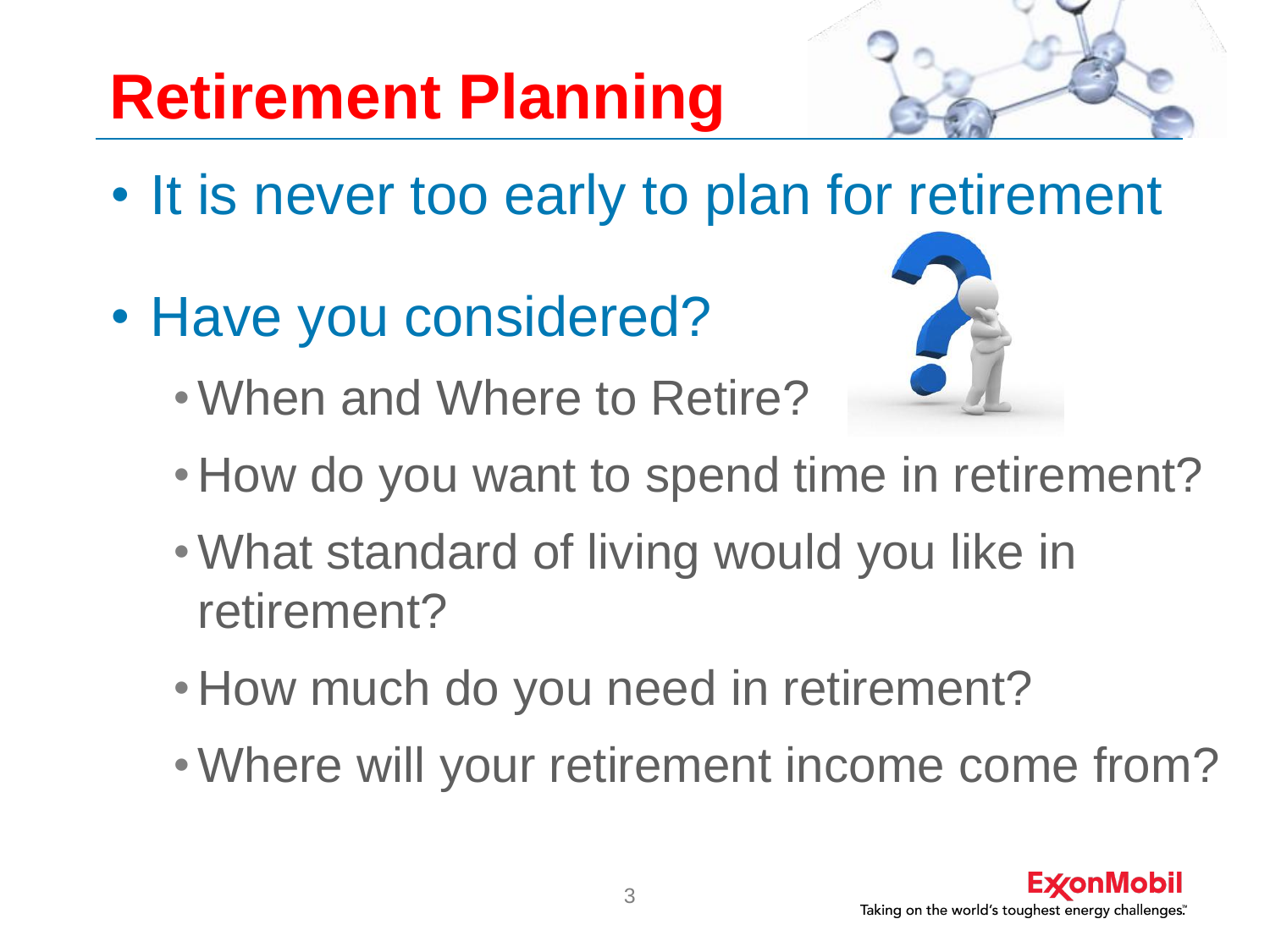# Retirement Planning

- It is never too early to plan for retirement
- Have you considered?
  - When and Where to Retire?
  - How do you want to spend time in retirement?
  - What standard of living would you like in retirement?
  - How much do you need in retirement?
  - Where will your retirement income come from?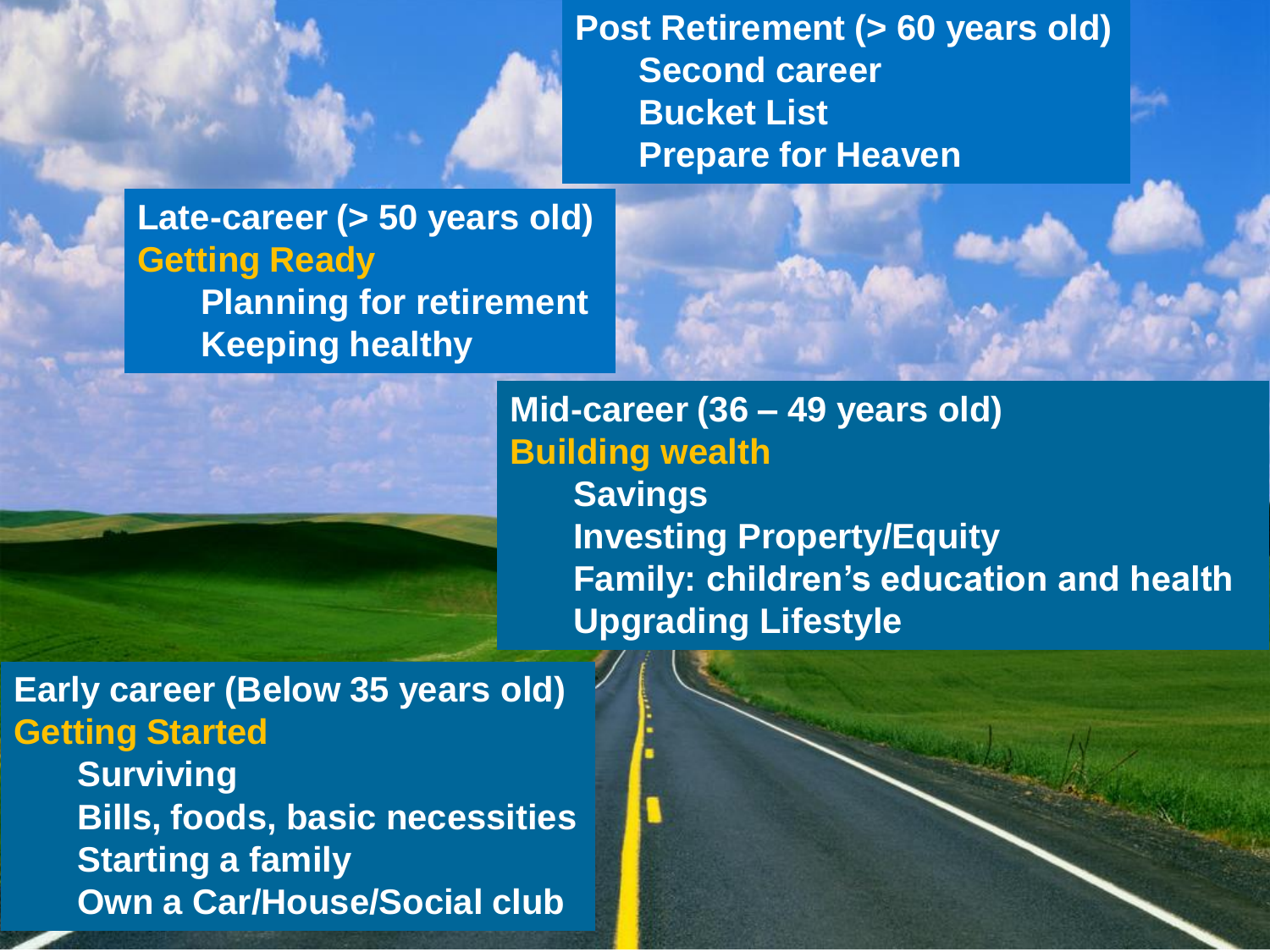**Early career (Below 35 years old)**

**Getting Started**

- Surviving
- Bills, foods, basic necessities
- Starting a family
- Own a Car/House/Social club

**Mid-career (36 – 49 years old)**

**Building wealth**

- Savings
- Investing Property/Equity
- Family: children's education and health
- Upgrading Lifestyle

**Late-career (> 50 years old)**

**Getting Ready**

- Planning for retirement
- Keeping healthy

**Post Retirement (> 60 years old)**

- Second career
- Bucket List
- Prepare for Heaven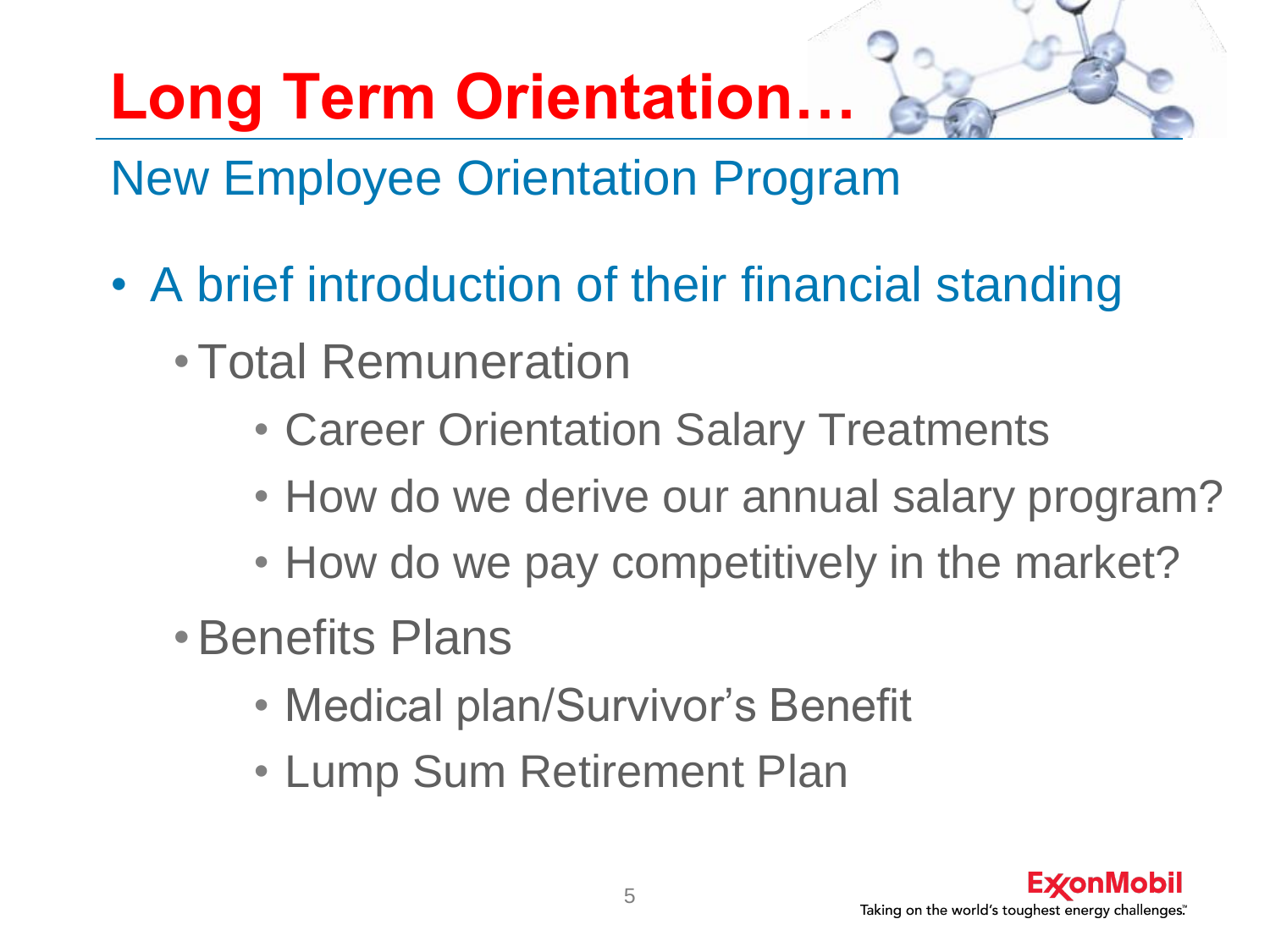# Long Term Orientation…

## New Employee Orientation Program

- A brief introduction of their financial standing
  - Total Remuneration
    - Career Orientation Salary Treatments
    - How do we derive our annual salary program?
    - How do we pay competitively in the market?
  - Benefits Plans
    - Medical plan/Survivor's Benefit
    - Lump Sum Retirement Plan

ExxonMobil
Taking on the world's toughest energy challenges.™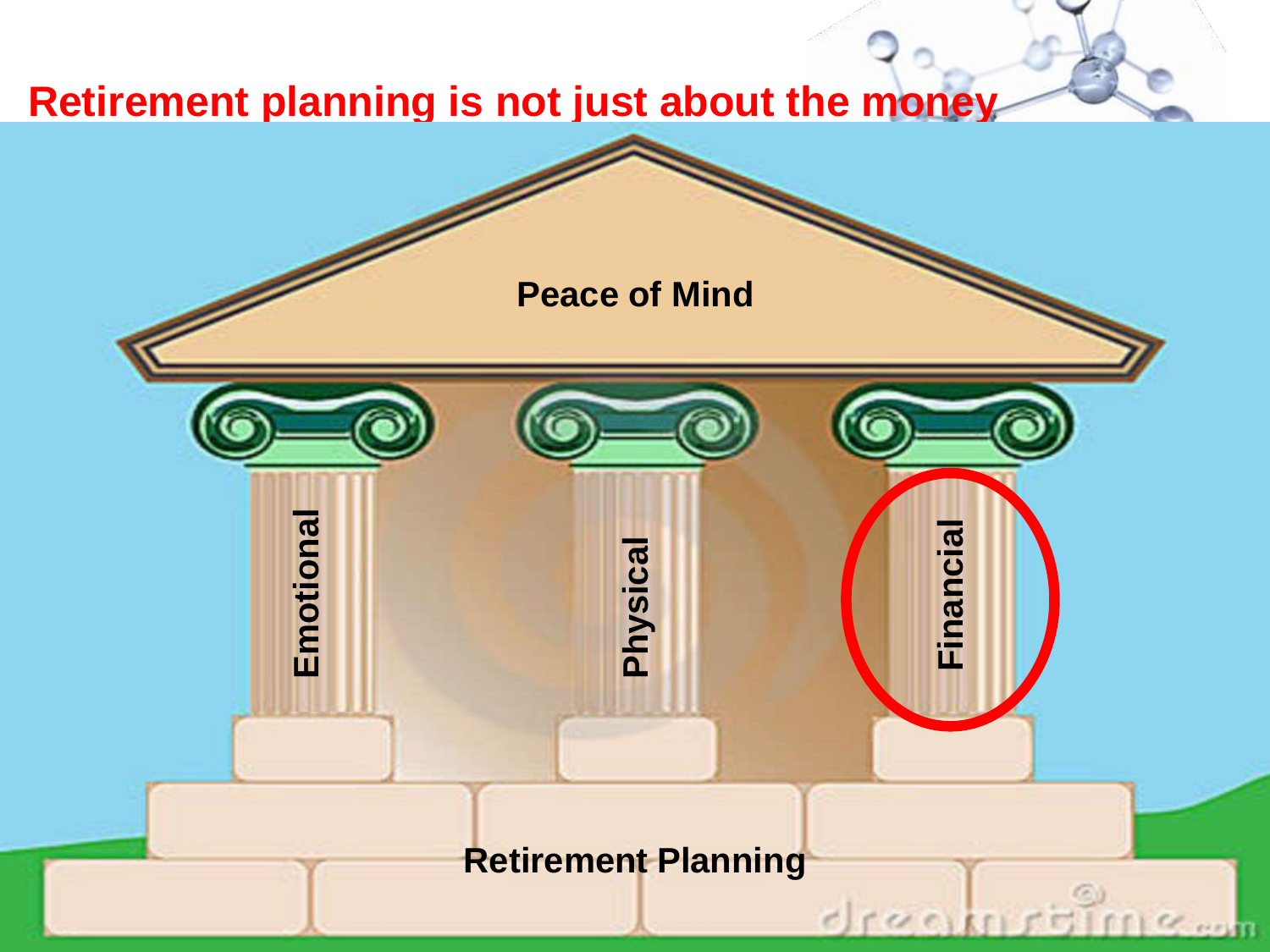# Retirement planning is not just about the money

Peace of Mind

Emotional

Physical

Financial

Retirement Planning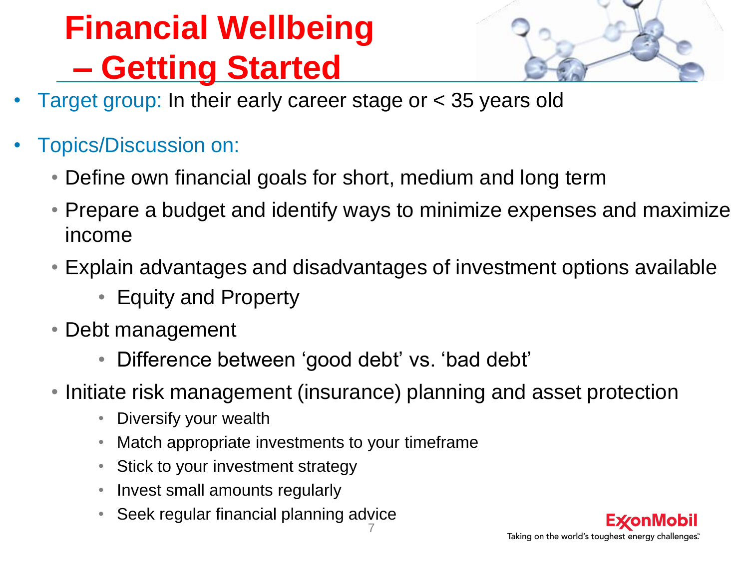# Financial Wellbeing – Getting Started

- Target group: In their early career stage or < 35 years old
- Topics/Discussion on:
  - Define own financial goals for short, medium and long term
  - Prepare a budget and identify ways to minimize expenses and maximize income
  - Explain advantages and disadvantages of investment options available
    - Equity and Property
  - Debt management
    - Difference between 'good debt' vs. 'bad debt'
  - Initiate risk management (insurance) planning and asset protection
    - Diversify your wealth
    - Match appropriate investments to your timeframe
    - Stick to your investment strategy
    - Invest small amounts regularly
    - Seek regular financial planning advice

ExxonMobil

Taking on the world's toughest energy challenges.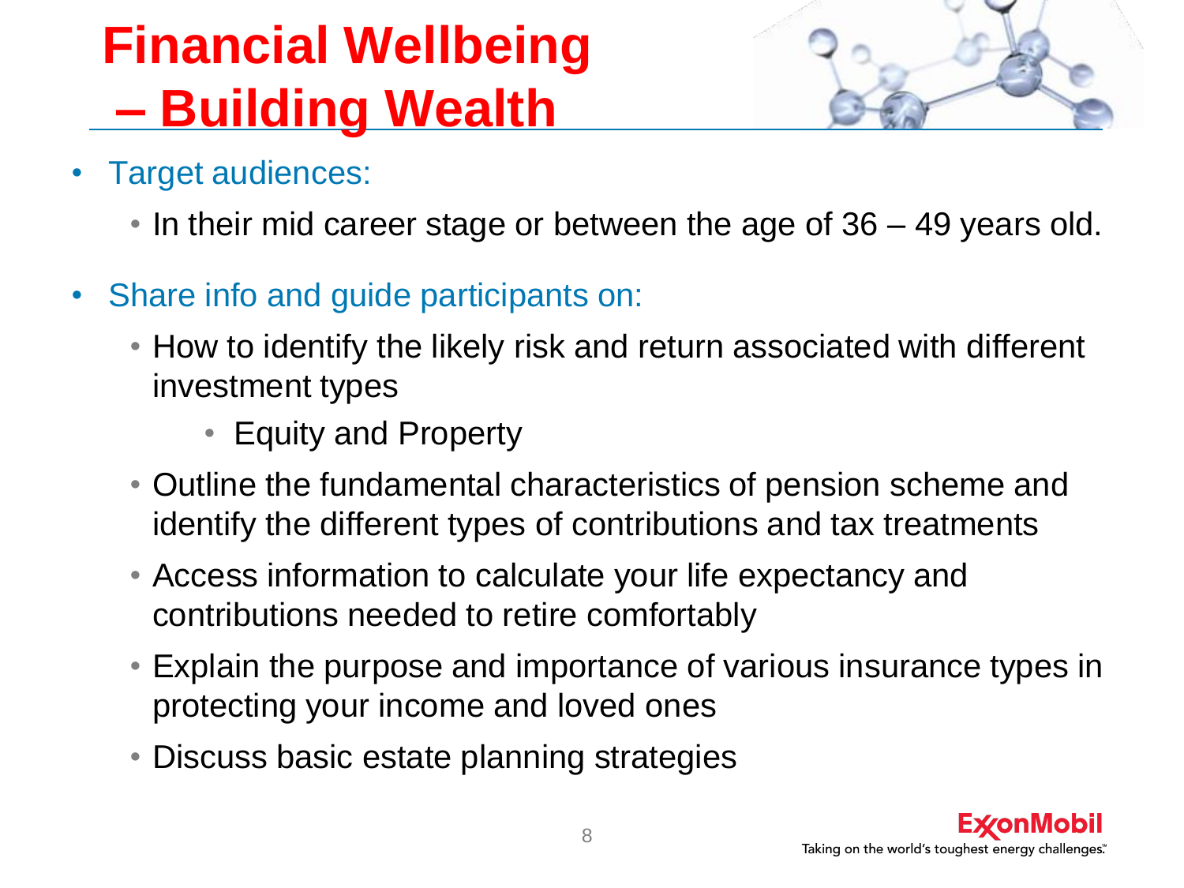# Financial Wellbeing – Building Wealth

- Target audiences:
  - In their mid career stage or between the age of 36 – 49 years old.
- Share info and guide participants on:
  - How to identify the likely risk and return associated with different investment types
    - Equity and Property
  - Outline the fundamental characteristics of pension scheme and identify the different types of contributions and tax treatments
  - Access information to calculate your life expectancy and contributions needed to retire comfortably
  - Explain the purpose and importance of various insurance types in protecting your income and loved ones
  - Discuss basic estate planning strategies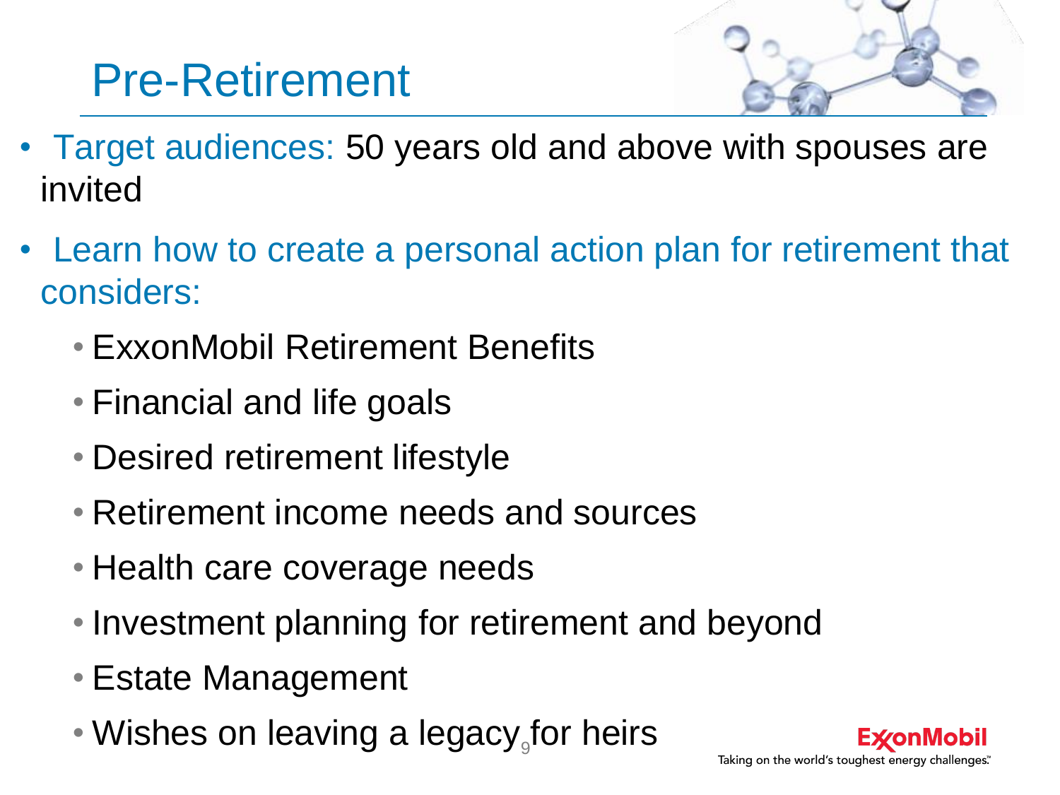# Pre-Retirement

- Target audiences: 50 years old and above with spouses are invited
- Learn how to create a personal action plan for retirement that considers:
  - ExxonMobil Retirement Benefits
  - Financial and life goals
  - Desired retirement lifestyle
  - Retirement income needs and sources
  - Health care coverage needs
  - Investment planning for retirement and beyond
  - Estate Management
  - Wishes on leaving a legacy for heirs

ExxonMobil
Taking on the world's toughest energy challenges.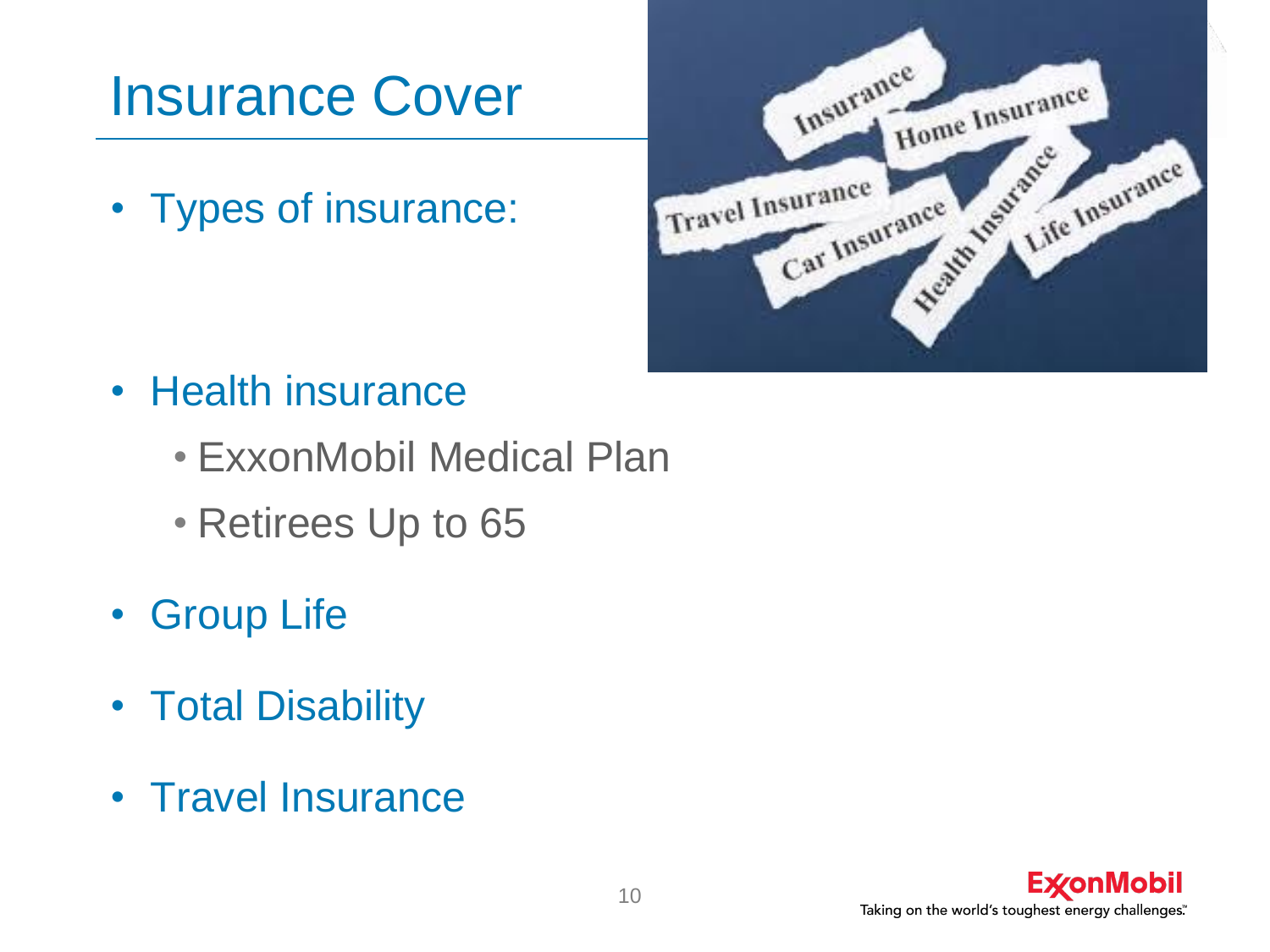# Insurance Cover

- Types of insurance:

- Health insurance
  - ExxonMobil Medical Plan
  - Retirees Up to 65
- Group Life
- Total Disability
- Travel Insurance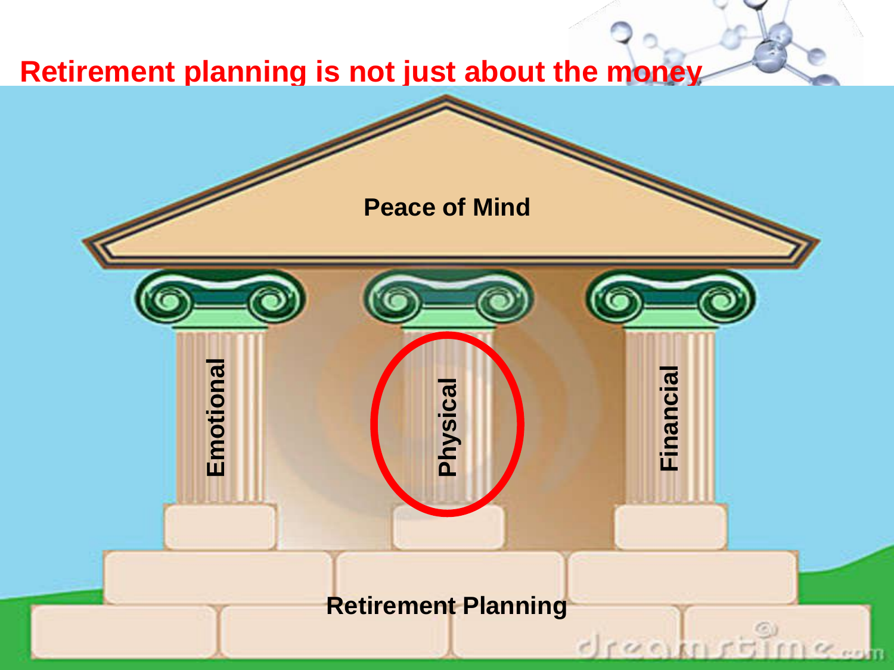# Retirement planning is not just about the money

Peace of Mind

Emotional

Physical

Financial

Retirement Planning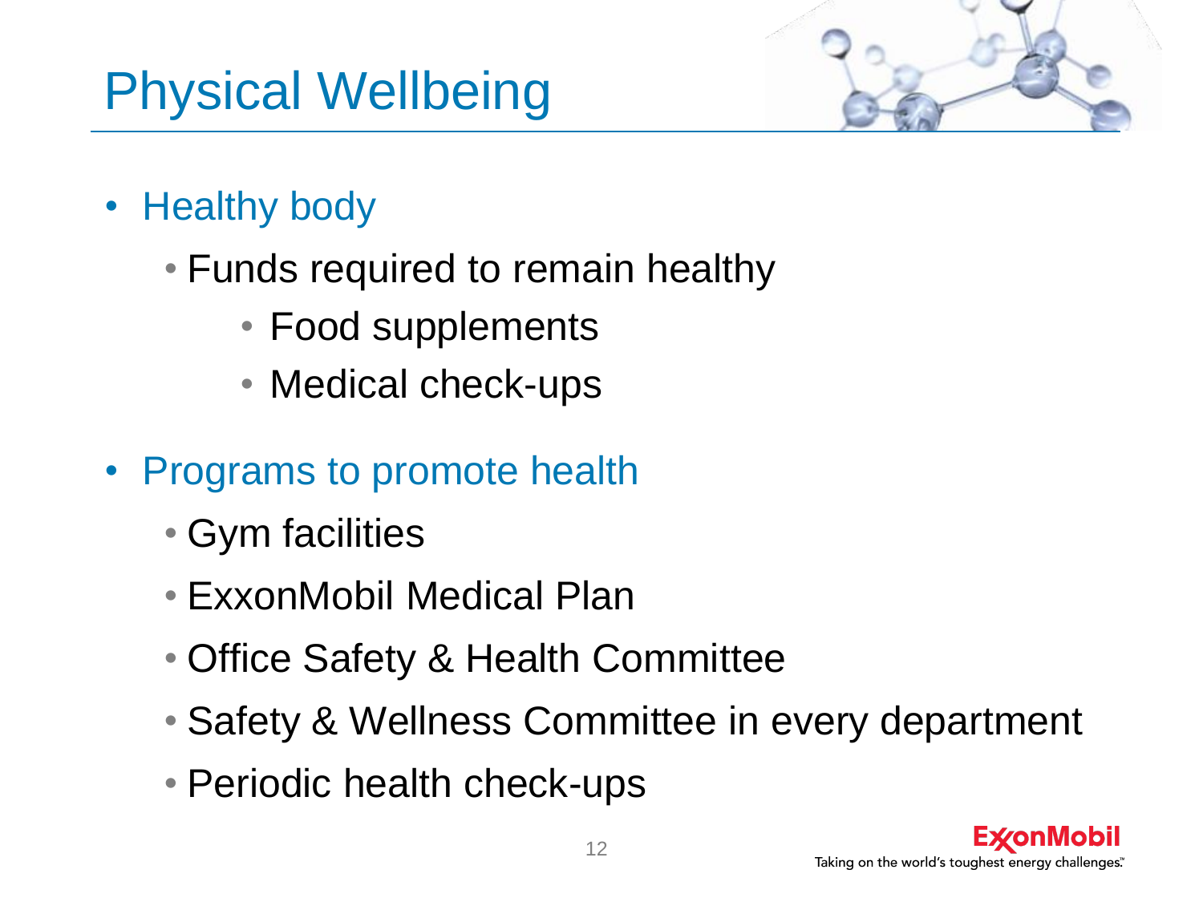# Physical Wellbeing

- Healthy body
  - Funds required to remain healthy
    - Food supplements
    - Medical check-ups
- Programs to promote health
  - Gym facilities
  - ExxonMobil Medical Plan
  - Office Safety & Health Committee
  - Safety & Wellness Committee in every department
  - Periodic health check-ups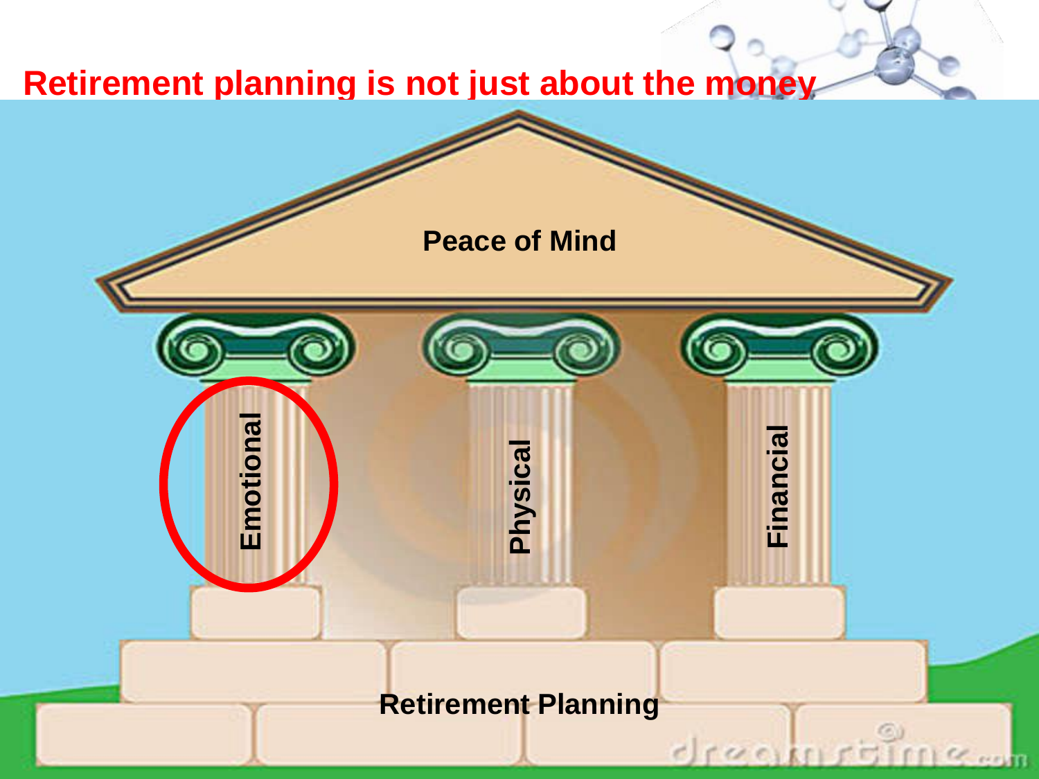# Retirement planning is not just about the money

Peace of Mind

Emotional

Physical

Financial

Retirement Planning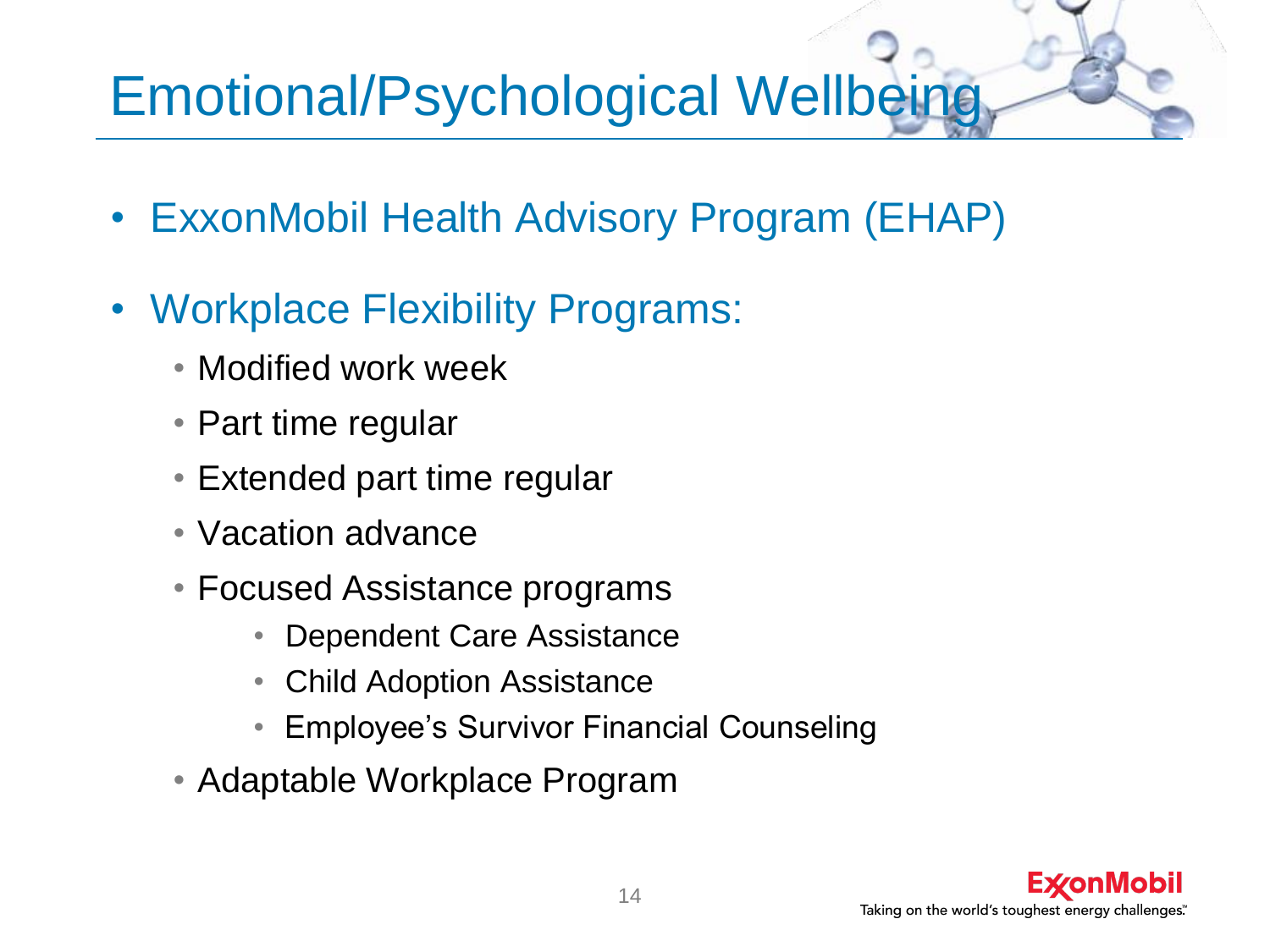# Emotional/Psychological Wellbeing

- ExxonMobil Health Advisory Program (EHAP)
- Workplace Flexibility Programs:
  - Modified work week
  - Part time regular
  - Extended part time regular
  - Vacation advance
  - Focused Assistance programs
    - Dependent Care Assistance
    - Child Adoption Assistance
    - Employee's Survivor Financial Counseling
  - Adaptable Workplace Program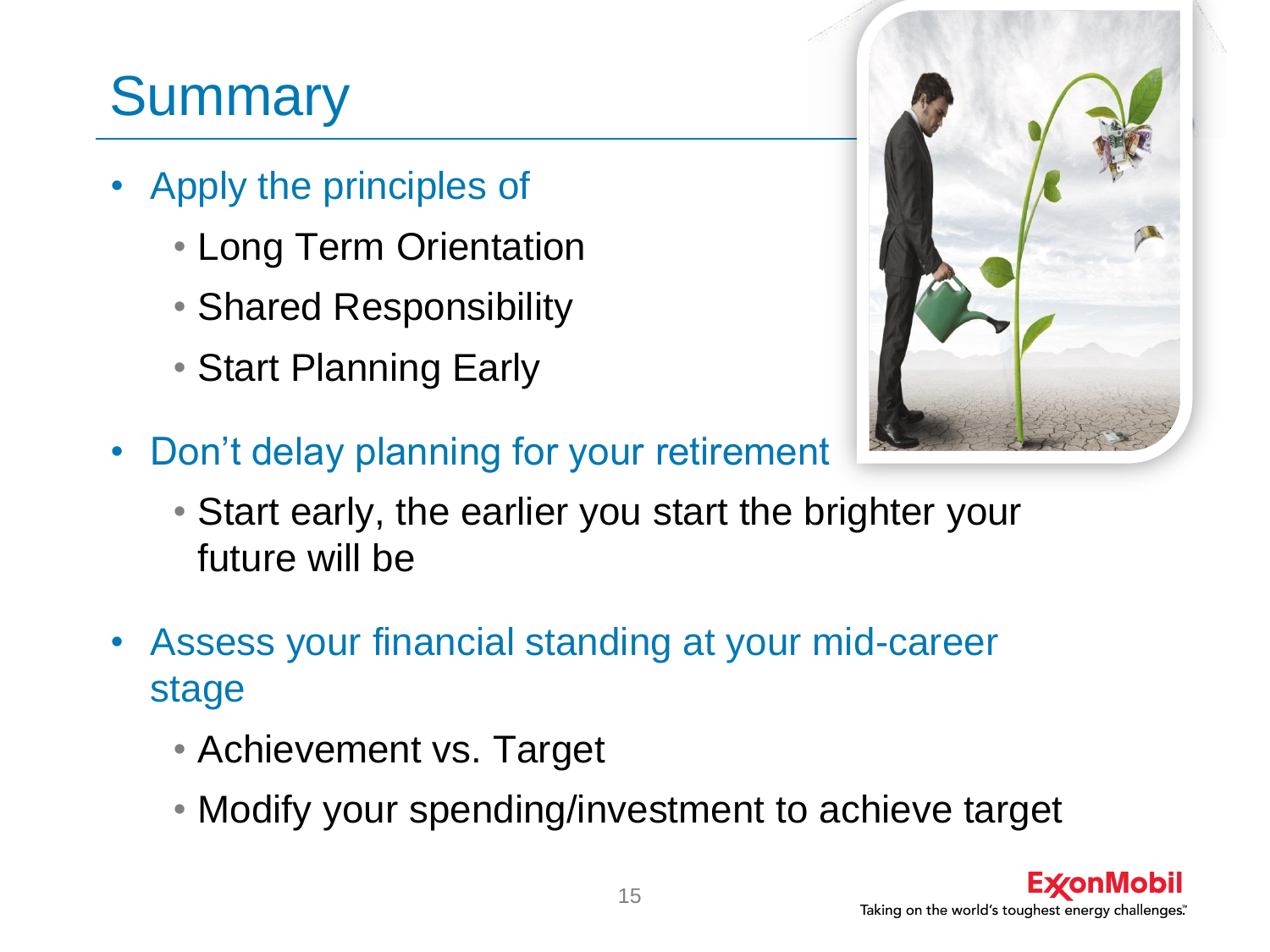# Summary

- Apply the principles of
  - Long Term Orientation
  - Shared Responsibility
  - Start Planning Early
- Don't delay planning for your retirement
  - Start early, the earlier you start the brighter your future will be
- Assess your financial standing at your mid-career stage
  - Achievement vs. Target
  - Modify your spending/investment to achieve target